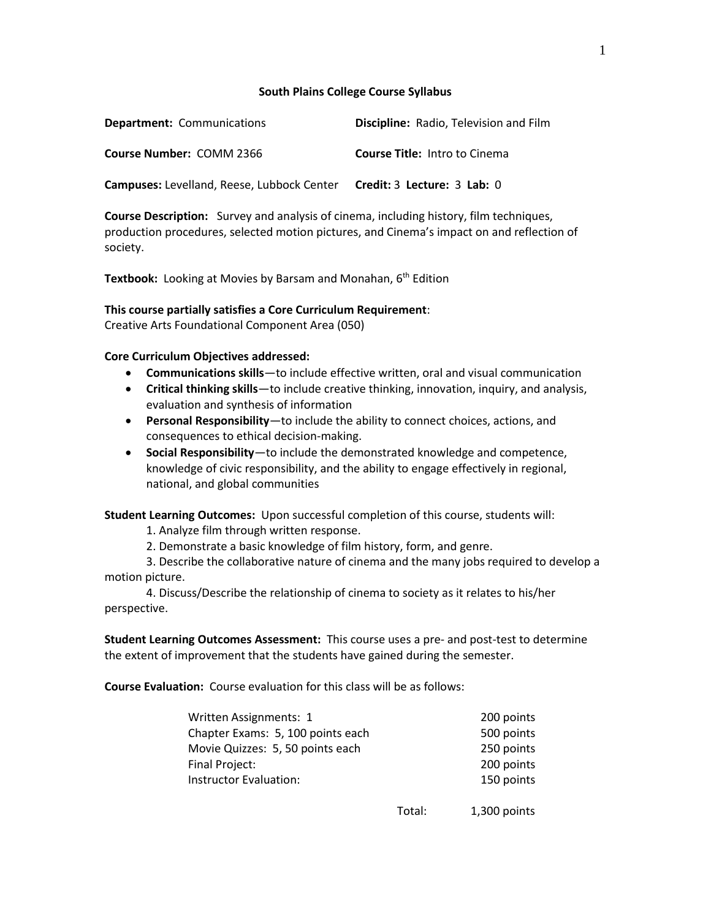# South Plains College Course Syllabus

**Department:** Communications **Discipline:** Radio, Television and Film

**Course Number:** COMM 2366 **Course Title:** Intro to Cinema

**Campuses:** Levelland, Reese, Lubbock Center **Credit:** 3 **Lecture:** 3 **Lab:** 0

**Course Description:** Survey and analysis of cinema, including history, film techniques, production procedures, selected motion pictures, and Cinema's impact on and reflection of society.

**Textbook:** Looking at Movies by Barsam and Monahan, 6th Edition

**This course partially satisfies a Core Curriculum Requirement**:
Creative Arts Foundational Component Area (050)

**Core Curriculum Objectives addressed:**

- **Communications skills**—to include effective written, oral and visual communication
- **Critical thinking skills**—to include creative thinking, innovation, inquiry, and analysis, evaluation and synthesis of information
- **Personal Responsibility**—to include the ability to connect choices, actions, and consequences to ethical decision-making.
- **Social Responsibility**—to include the demonstrated knowledge and competence, knowledge of civic responsibility, and the ability to engage effectively in regional, national, and global communities

**Student Learning Outcomes:** Upon successful completion of this course, students will:

1. Analyze film through written response.
2. Demonstrate a basic knowledge of film history, form, and genre.
3. Describe the collaborative nature of cinema and the many jobs required to develop a motion picture.
4. Discuss/Describe the relationship of cinema to society as it relates to his/her perspective.

**Student Learning Outcomes Assessment:** This course uses a pre- and post-test to determine the extent of improvement that the students have gained during the semester.

**Course Evaluation:** Course evaluation for this class will be as follows:

| | | |
|---|---|---|
| Written Assignments: 1 | | 200 points |
| Chapter Exams: 5, 100 points each | | 500 points |
| Movie Quizzes: 5, 50 points each | | 250 points |
| Final Project: | | 200 points |
| Instructor Evaluation: | | 150 points |
| | Total: | 1,300 points |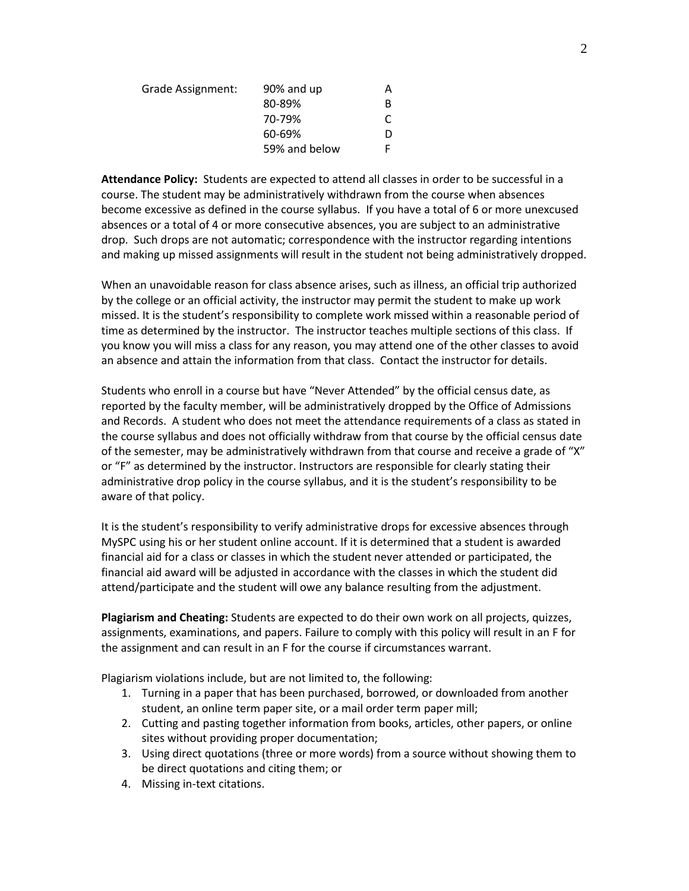| | | |
|---|---|---|
| Grade Assignment: | 90% and up | A |
| | 80-89% | B |
| | 70-79% | C |
| | 60-69% | D |
| | 59% and below | F |

**Attendance Policy:** Students are expected to attend all classes in order to be successful in a course. The student may be administratively withdrawn from the course when absences become excessive as defined in the course syllabus. If you have a total of 6 or more unexcused absences or a total of 4 or more consecutive absences, you are subject to an administrative drop. Such drops are not automatic; correspondence with the instructor regarding intentions and making up missed assignments will result in the student not being administratively dropped.

When an unavoidable reason for class absence arises, such as illness, an official trip authorized by the college or an official activity, the instructor may permit the student to make up work missed. It is the student's responsibility to complete work missed within a reasonable period of time as determined by the instructor. The instructor teaches multiple sections of this class. If you know you will miss a class for any reason, you may attend one of the other classes to avoid an absence and attain the information from that class. Contact the instructor for details.

Students who enroll in a course but have "Never Attended" by the official census date, as reported by the faculty member, will be administratively dropped by the Office of Admissions and Records. A student who does not meet the attendance requirements of a class as stated in the course syllabus and does not officially withdraw from that course by the official census date of the semester, may be administratively withdrawn from that course and receive a grade of "X" or "F" as determined by the instructor. Instructors are responsible for clearly stating their administrative drop policy in the course syllabus, and it is the student's responsibility to be aware of that policy.

It is the student's responsibility to verify administrative drops for excessive absences through MySPC using his or her student online account. If it is determined that a student is awarded financial aid for a class or classes in which the student never attended or participated, the financial aid award will be adjusted in accordance with the classes in which the student did attend/participate and the student will owe any balance resulting from the adjustment.

**Plagiarism and Cheating:** Students are expected to do their own work on all projects, quizzes, assignments, examinations, and papers. Failure to comply with this policy will result in an F for the assignment and can result in an F for the course if circumstances warrant.

Plagiarism violations include, but are not limited to, the following:

1. Turning in a paper that has been purchased, borrowed, or downloaded from another student, an online term paper site, or a mail order term paper mill;
2. Cutting and pasting together information from books, articles, other papers, or online sites without providing proper documentation;
3. Using direct quotations (three or more words) from a source without showing them to be direct quotations and citing them; or
4. Missing in-text citations.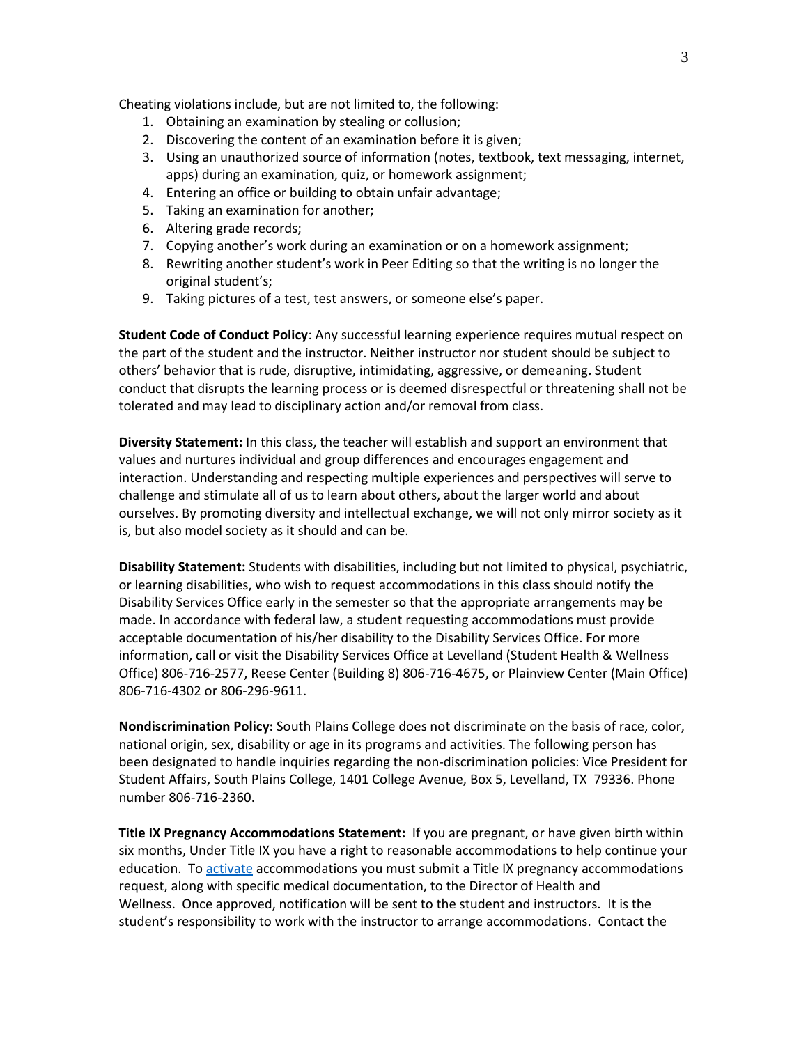Cheating violations include, but are not limited to, the following:

1. Obtaining an examination by stealing or collusion;
2. Discovering the content of an examination before it is given;
3. Using an unauthorized source of information (notes, textbook, text messaging, internet, apps) during an examination, quiz, or homework assignment;
4. Entering an office or building to obtain unfair advantage;
5. Taking an examination for another;
6. Altering grade records;
7. Copying another's work during an examination or on a homework assignment;
8. Rewriting another student's work in Peer Editing so that the writing is no longer the original student's;
9. Taking pictures of a test, test answers, or someone else's paper.

**Student Code of Conduct Policy**: Any successful learning experience requires mutual respect on the part of the student and the instructor. Neither instructor nor student should be subject to others' behavior that is rude, disruptive, intimidating, aggressive, or demeaning**.** Student conduct that disrupts the learning process or is deemed disrespectful or threatening shall not be tolerated and may lead to disciplinary action and/or removal from class.

**Diversity Statement:** In this class, the teacher will establish and support an environment that values and nurtures individual and group differences and encourages engagement and interaction. Understanding and respecting multiple experiences and perspectives will serve to challenge and stimulate all of us to learn about others, about the larger world and about ourselves. By promoting diversity and intellectual exchange, we will not only mirror society as it is, but also model society as it should and can be.

**Disability Statement:** Students with disabilities, including but not limited to physical, psychiatric, or learning disabilities, who wish to request accommodations in this class should notify the Disability Services Office early in the semester so that the appropriate arrangements may be made. In accordance with federal law, a student requesting accommodations must provide acceptable documentation of his/her disability to the Disability Services Office. For more information, call or visit the Disability Services Office at Levelland (Student Health & Wellness Office) 806-716-2577, Reese Center (Building 8) 806-716-4675, or Plainview Center (Main Office) 806-716-4302 or 806-296-9611.

**Nondiscrimination Policy:** South Plains College does not discriminate on the basis of race, color, national origin, sex, disability or age in its programs and activities. The following person has been designated to handle inquiries regarding the non-discrimination policies: Vice President for Student Affairs, South Plains College, 1401 College Avenue, Box 5, Levelland, TX 79336. Phone number 806-716-2360.

**Title IX Pregnancy Accommodations Statement:** If you are pregnant, or have given birth within six months, Under Title IX you have a right to reasonable accommodations to help continue your education. To activate accommodations you must submit a Title IX pregnancy accommodations request, along with specific medical documentation, to the Director of Health and Wellness. Once approved, notification will be sent to the student and instructors. It is the student's responsibility to work with the instructor to arrange accommodations. Contact the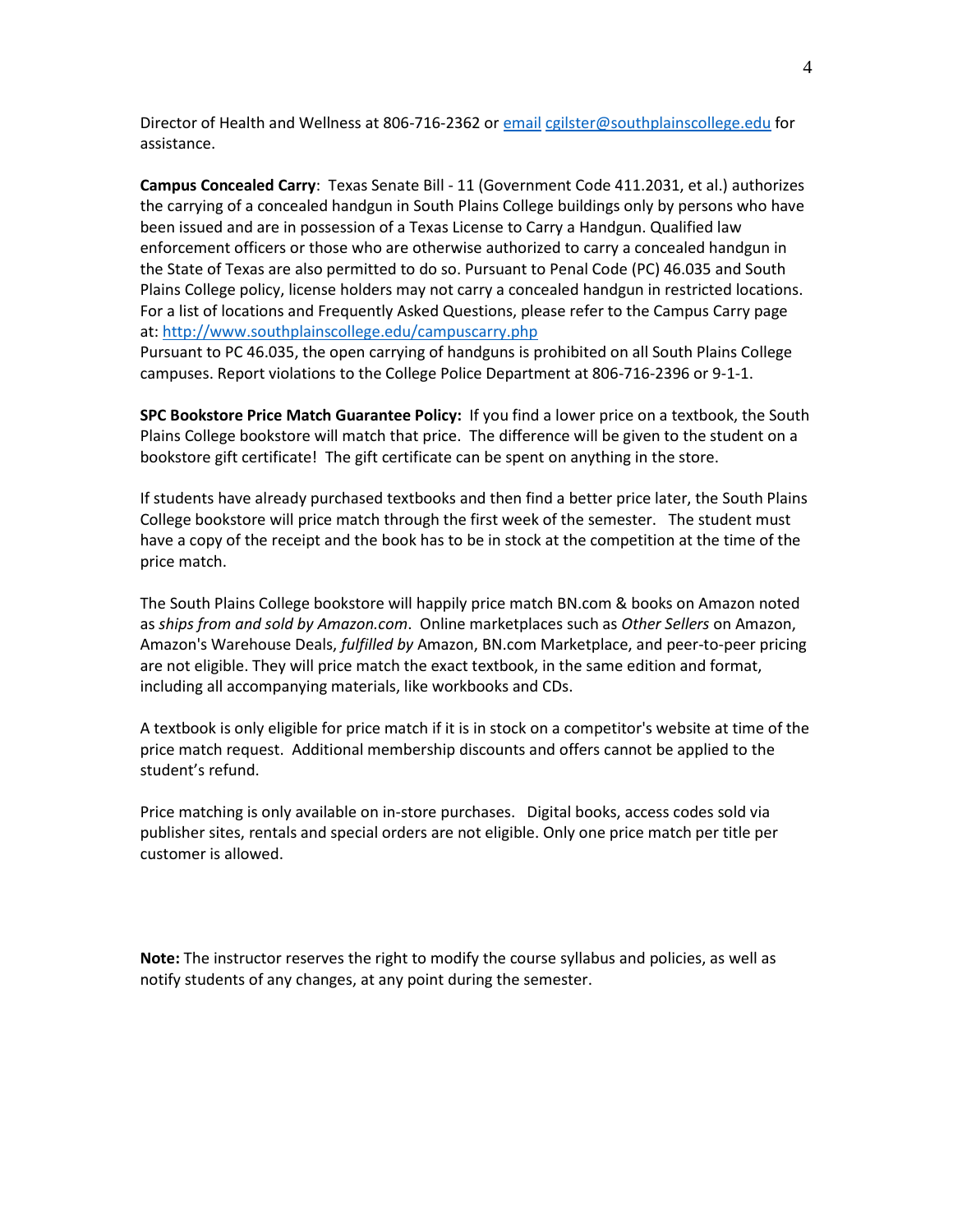Director of Health and Wellness at 806-716-2362 or [email](mailto:cgilster@southplainscollege.edu) [cgilster@southplainscollege.edu](mailto:cgilster@southplainscollege.edu) for assistance.

**Campus Concealed Carry**: Texas Senate Bill - 11 (Government Code 411.2031, et al.) authorizes the carrying of a concealed handgun in South Plains College buildings only by persons who have been issued and are in possession of a Texas License to Carry a Handgun. Qualified law enforcement officers or those who are otherwise authorized to carry a concealed handgun in the State of Texas are also permitted to do so. Pursuant to Penal Code (PC) 46.035 and South Plains College policy, license holders may not carry a concealed handgun in restricted locations. For a list of locations and Frequently Asked Questions, please refer to the Campus Carry page at: [http://www.southplainscollege.edu/campuscarry.php](http://www.southplainscollege.edu/campuscarry.php)
Pursuant to PC 46.035, the open carrying of handguns is prohibited on all South Plains College campuses. Report violations to the College Police Department at 806-716-2396 or 9-1-1.

**SPC Bookstore Price Match Guarantee Policy:** If you find a lower price on a textbook, the South Plains College bookstore will match that price. The difference will be given to the student on a bookstore gift certificate! The gift certificate can be spent on anything in the store.

If students have already purchased textbooks and then find a better price later, the South Plains College bookstore will price match through the first week of the semester. The student must have a copy of the receipt and the book has to be in stock at the competition at the time of the price match.

The South Plains College bookstore will happily price match BN.com & books on Amazon noted as *ships from and sold by Amazon.com*. Online marketplaces such as *Other Sellers* on Amazon, Amazon's Warehouse Deals, *fulfilled by* Amazon, BN.com Marketplace, and peer-to-peer pricing are not eligible. They will price match the exact textbook, in the same edition and format, including all accompanying materials, like workbooks and CDs.

A textbook is only eligible for price match if it is in stock on a competitor's website at time of the price match request. Additional membership discounts and offers cannot be applied to the student's refund.

Price matching is only available on in-store purchases. Digital books, access codes sold via publisher sites, rentals and special orders are not eligible. Only one price match per title per customer is allowed.

**Note:** The instructor reserves the right to modify the course syllabus and policies, as well as notify students of any changes, at any point during the semester.